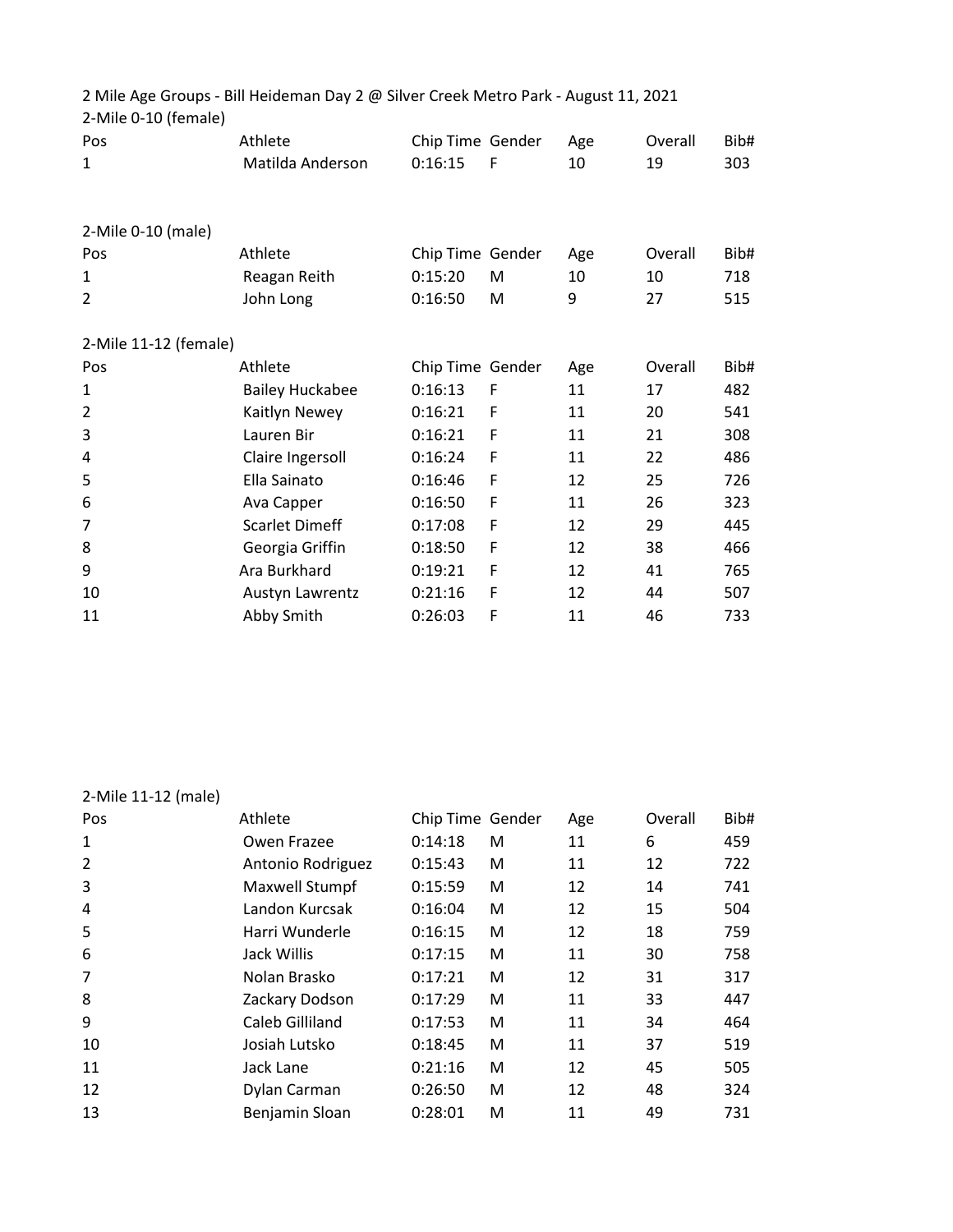2 Mile Age Groups - Bill Heideman Day 2 @ Silver Creek Metro Park - August 11, 2021

2-Mile 0-10 (female)

| Pos | Athlete | Chip Time | Gender | Age | Overall | Bib# |
|---|---|---|---|---|---|---|
| 1 | Matilda Anderson | 0:16:15 | F | 10 | 19 | 303 |

2-Mile 0-10 (male)

| Pos | Athlete | Chip Time | Gender | Age | Overall | Bib# |
|---|---|---|---|---|---|---|
| 1 | Reagan Reith | 0:15:20 | M | 10 | 10 | 718 |
| 2 | John Long | 0:16:50 | M | 9 | 27 | 515 |

2-Mile 11-12 (female)

| Pos | Athlete | Chip Time | Gender | Age | Overall | Bib# |
|---|---|---|---|---|---|---|
| 1 | Bailey Huckabee | 0:16:13 | F | 11 | 17 | 482 |
| 2 | Kaitlyn Newey | 0:16:21 | F | 11 | 20 | 541 |
| 3 | Lauren Bir | 0:16:21 | F | 11 | 21 | 308 |
| 4 | Claire Ingersoll | 0:16:24 | F | 11 | 22 | 486 |
| 5 | Ella Sainato | 0:16:46 | F | 12 | 25 | 726 |
| 6 | Ava Capper | 0:16:50 | F | 11 | 26 | 323 |
| 7 | Scarlet Dimeff | 0:17:08 | F | 12 | 29 | 445 |
| 8 | Georgia Griffin | 0:18:50 | F | 12 | 38 | 466 |
| 9 | Ara Burkhard | 0:19:21 | F | 12 | 41 | 765 |
| 10 | Austyn Lawrentz | 0:21:16 | F | 12 | 44 | 507 |
| 11 | Abby Smith | 0:26:03 | F | 11 | 46 | 733 |

2-Mile 11-12 (male)

| Pos | Athlete | Chip Time | Gender | Age | Overall | Bib# |
|---|---|---|---|---|---|---|
| 1 | Owen Frazee | 0:14:18 | M | 11 | 6 | 459 |
| 2 | Antonio Rodriguez | 0:15:43 | M | 11 | 12 | 722 |
| 3 | Maxwell Stumpf | 0:15:59 | M | 12 | 14 | 741 |
| 4 | Landon Kurcsak | 0:16:04 | M | 12 | 15 | 504 |
| 5 | Harri Wunderle | 0:16:15 | M | 12 | 18 | 759 |
| 6 | Jack Willis | 0:17:15 | M | 11 | 30 | 758 |
| 7 | Nolan Brasko | 0:17:21 | M | 12 | 31 | 317 |
| 8 | Zackary Dodson | 0:17:29 | M | 11 | 33 | 447 |
| 9 | Caleb Gilliland | 0:17:53 | M | 11 | 34 | 464 |
| 10 | Josiah Lutsko | 0:18:45 | M | 11 | 37 | 519 |
| 11 | Jack Lane | 0:21:16 | M | 12 | 45 | 505 |
| 12 | Dylan Carman | 0:26:50 | M | 12 | 48 | 324 |
| 13 | Benjamin Sloan | 0:28:01 | M | 11 | 49 | 731 |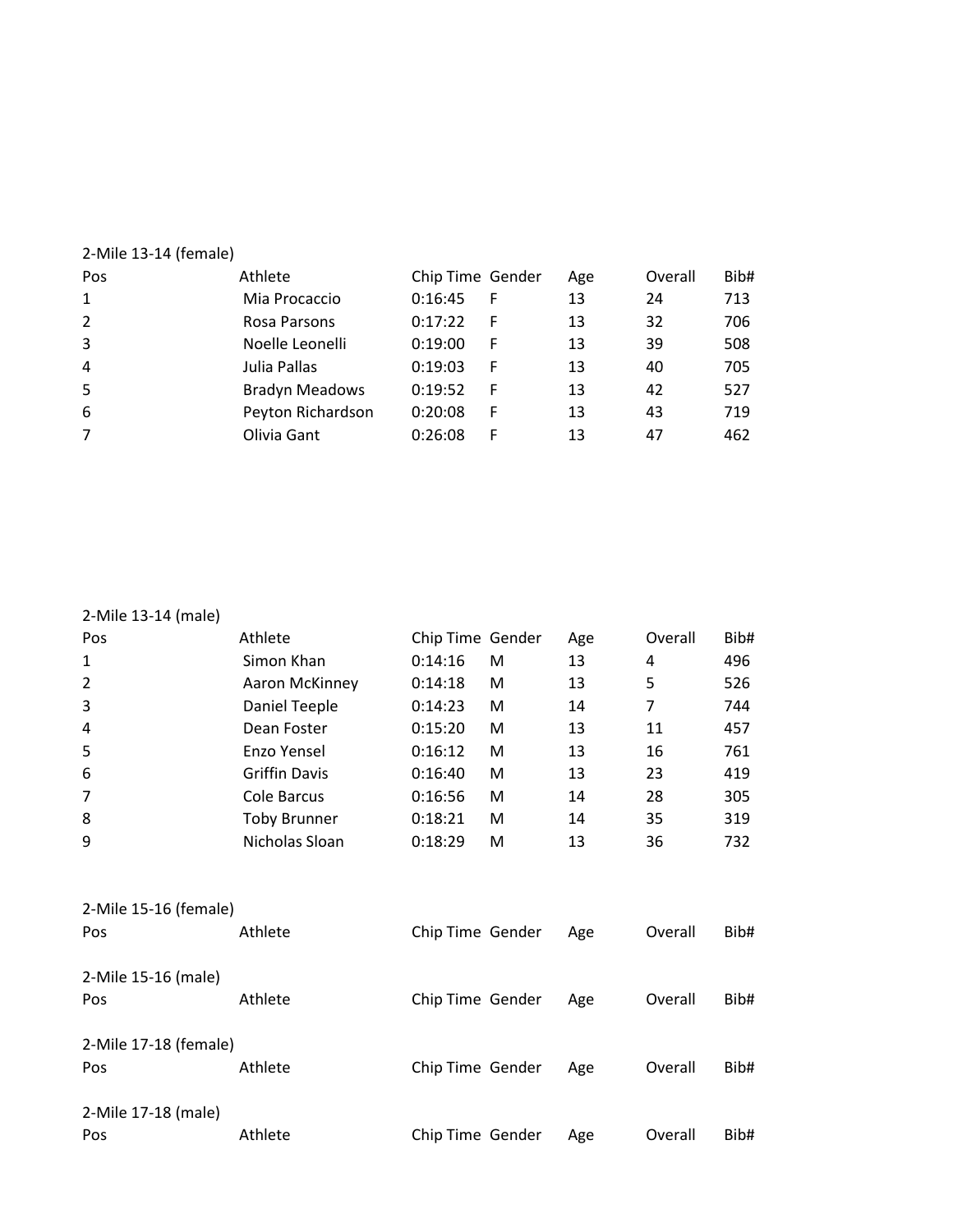2-Mile 13-14 (female)

| Pos | Athlete | Chip Time | Gender | Age | Overall | Bib# |
|---|---|---|---|---|---|---|
| 1 | Mia Procaccio | 0:16:45 | F | 13 | 24 | 713 |
| 2 | Rosa Parsons | 0:17:22 | F | 13 | 32 | 706 |
| 3 | Noelle Leonelli | 0:19:00 | F | 13 | 39 | 508 |
| 4 | Julia Pallas | 0:19:03 | F | 13 | 40 | 705 |
| 5 | Bradyn Meadows | 0:19:52 | F | 13 | 42 | 527 |
| 6 | Peyton Richardson | 0:20:08 | F | 13 | 43 | 719 |
| 7 | Olivia Gant | 0:26:08 | F | 13 | 47 | 462 |

2-Mile 13-14 (male)

| Pos | Athlete | Chip Time | Gender | Age | Overall | Bib# |
|---|---|---|---|---|---|---|
| 1 | Simon Khan | 0:14:16 | M | 13 | 4 | 496 |
| 2 | Aaron McKinney | 0:14:18 | M | 13 | 5 | 526 |
| 3 | Daniel Teeple | 0:14:23 | M | 14 | 7 | 744 |
| 4 | Dean Foster | 0:15:20 | M | 13 | 11 | 457 |
| 5 | Enzo Yensel | 0:16:12 | M | 13 | 16 | 761 |
| 6 | Griffin Davis | 0:16:40 | M | 13 | 23 | 419 |
| 7 | Cole Barcus | 0:16:56 | M | 14 | 28 | 305 |
| 8 | Toby Brunner | 0:18:21 | M | 14 | 35 | 319 |
| 9 | Nicholas Sloan | 0:18:29 | M | 13 | 36 | 732 |

2-Mile 15-16 (female)

| Pos | Athlete | Chip Time | Gender | Age | Overall | Bib# |
|---|---|---|---|---|---|---|

2-Mile 15-16 (male)

| Pos | Athlete | Chip Time | Gender | Age | Overall | Bib# |
|---|---|---|---|---|---|---|

2-Mile 17-18 (female)

| Pos | Athlete | Chip Time | Gender | Age | Overall | Bib# |
|---|---|---|---|---|---|---|

2-Mile 17-18 (male)

| Pos | Athlete | Chip Time | Gender | Age | Overall | Bib# |
|---|---|---|---|---|---|---|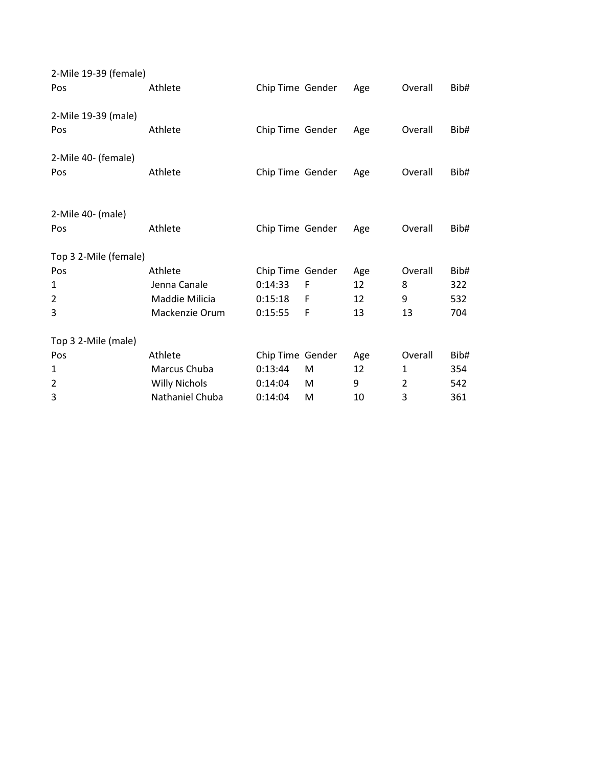2-Mile 19-39 (female)

| Pos | Athlete | Chip Time | Gender | Age | Overall | Bib# |
|---|---|---|---|---|---|---|

2-Mile 19-39 (male)

| Pos | Athlete | Chip Time | Gender | Age | Overall | Bib# |
|---|---|---|---|---|---|---|

2-Mile 40- (female)

| Pos | Athlete | Chip Time | Gender | Age | Overall | Bib# |
|---|---|---|---|---|---|---|

2-Mile 40- (male)

| Pos | Athlete | Chip Time | Gender | Age | Overall | Bib# |
|---|---|---|---|---|---|---|

Top 3 2-Mile (female)

| Pos | Athlete | Chip Time | Gender | Age | Overall | Bib# |
|---|---|---|---|---|---|---|
| 1 | Jenna Canale | 0:14:33 | F | 12 | 8 | 322 |
| 2 | Maddie Milicia | 0:15:18 | F | 12 | 9 | 532 |
| 3 | Mackenzie Orum | 0:15:55 | F | 13 | 13 | 704 |

Top 3 2-Mile (male)

| Pos | Athlete | Chip Time | Gender | Age | Overall | Bib# |
|---|---|---|---|---|---|---|
| 1 | Marcus Chuba | 0:13:44 | M | 12 | 1 | 354 |
| 2 | Willy Nichols | 0:14:04 | M | 9 | 2 | 542 |
| 3 | Nathaniel Chuba | 0:14:04 | M | 10 | 3 | 361 |